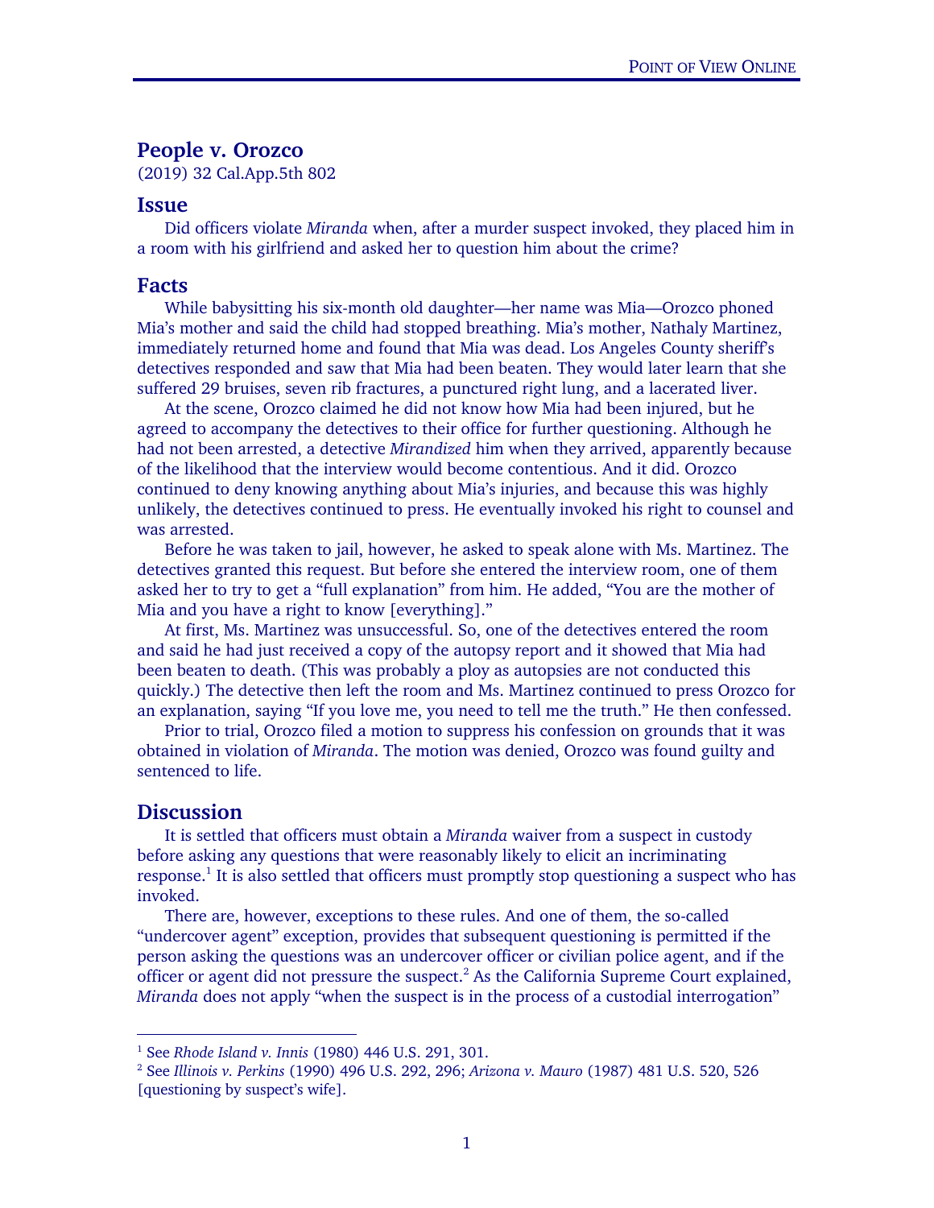# People v. Orozco

(2019) 32 Cal.App.5th 802

## Issue

Did officers violate *Miranda* when, after a murder suspect invoked, they placed him in a room with his girlfriend and asked her to question him about the crime?

## Facts

While babysitting his six-month old daughter—her name was Mia—Orozco phoned Mia's mother and said the child had stopped breathing. Mia's mother, Nathaly Martinez, immediately returned home and found that Mia was dead. Los Angeles County sheriff's detectives responded and saw that Mia had been beaten. They would later learn that she suffered 29 bruises, seven rib fractures, a punctured right lung, and a lacerated liver.

At the scene, Orozco claimed he did not know how Mia had been injured, but he agreed to accompany the detectives to their office for further questioning. Although he had not been arrested, a detective *Mirandized* him when they arrived, apparently because of the likelihood that the interview would become contentious. And it did. Orozco continued to deny knowing anything about Mia's injuries, and because this was highly unlikely, the detectives continued to press. He eventually invoked his right to counsel and was arrested.

Before he was taken to jail, however, he asked to speak alone with Ms. Martinez. The detectives granted this request. But before she entered the interview room, one of them asked her to try to get a "full explanation" from him. He added, "You are the mother of Mia and you have a right to know [everything]."

At first, Ms. Martinez was unsuccessful. So, one of the detectives entered the room and said he had just received a copy of the autopsy report and it showed that Mia had been beaten to death. (This was probably a ploy as autopsies are not conducted this quickly.) The detective then left the room and Ms. Martinez continued to press Orozco for an explanation, saying "If you love me, you need to tell me the truth." He then confessed.

Prior to trial, Orozco filed a motion to suppress his confession on grounds that it was obtained in violation of *Miranda*. The motion was denied, Orozco was found guilty and sentenced to life.

## Discussion

It is settled that officers must obtain a *Miranda* waiver from a suspect in custody before asking any questions that were reasonably likely to elicit an incriminating response.[1] It is also settled that officers must promptly stop questioning a suspect who has invoked.

There are, however, exceptions to these rules. And one of them, the so-called "undercover agent" exception, provides that subsequent questioning is permitted if the person asking the questions was an undercover officer or civilian police agent, and if the officer or agent did not pressure the suspect.[2] As the California Supreme Court explained, *Miranda* does not apply "when the suspect is in the process of a custodial interrogation"

---

[1] See *Rhode Island v. Innis* (1980) 446 U.S. 291, 301.

[2] See *Illinois v. Perkins* (1990) 496 U.S. 292, 296; *Arizona v. Mauro* (1987) 481 U.S. 520, 526 [questioning by suspect's wife].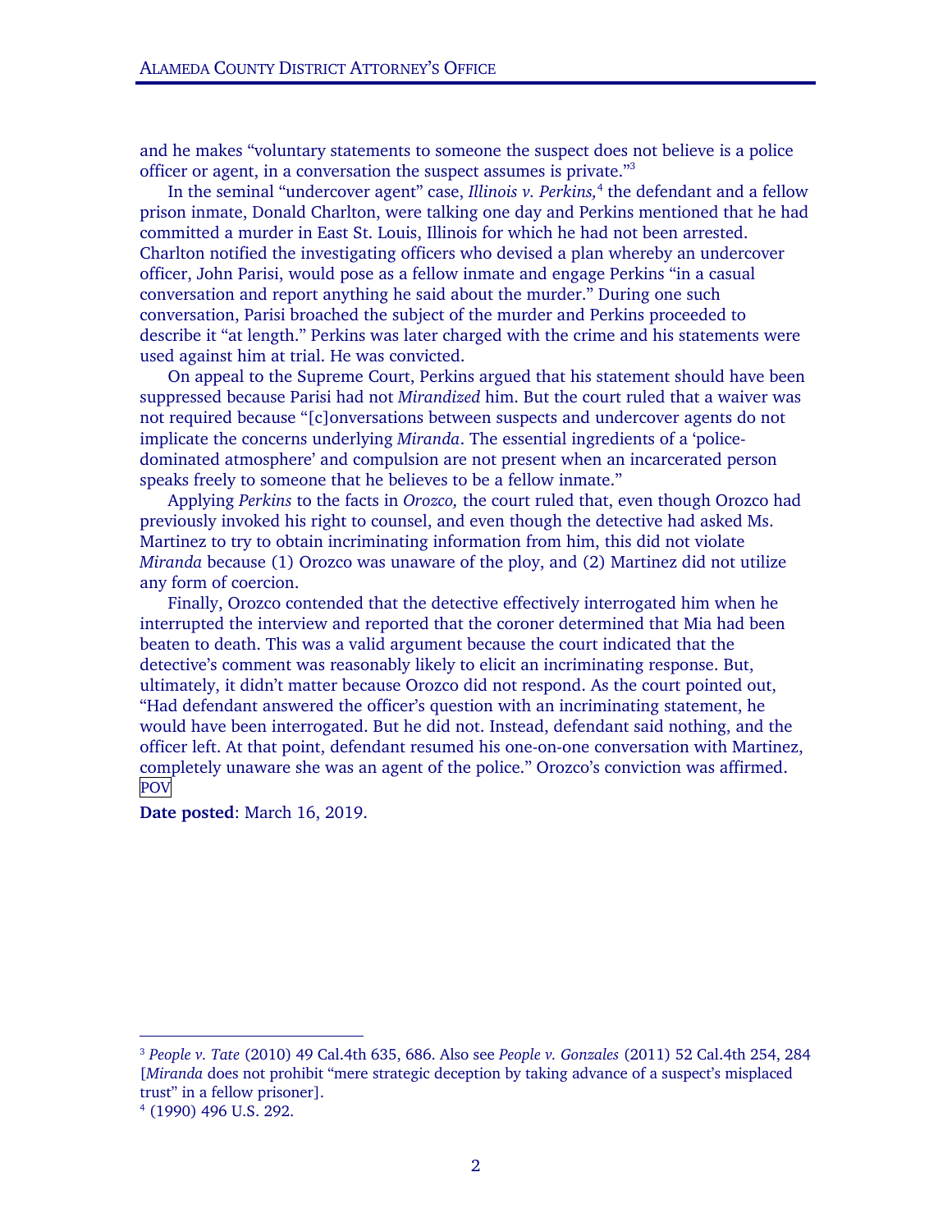and he makes "voluntary statements to someone the suspect does not believe is a police officer or agent, in a conversation the suspect assumes is private."[3]

In the seminal "undercover agent" case, *Illinois v. Perkins,*[4] the defendant and a fellow prison inmate, Donald Charlton, were talking one day and Perkins mentioned that he had committed a murder in East St. Louis, Illinois for which he had not been arrested. Charlton notified the investigating officers who devised a plan whereby an undercover officer, John Parisi, would pose as a fellow inmate and engage Perkins "in a casual conversation and report anything he said about the murder." During one such conversation, Parisi broached the subject of the murder and Perkins proceeded to describe it "at length." Perkins was later charged with the crime and his statements were used against him at trial. He was convicted.

On appeal to the Supreme Court, Perkins argued that his statement should have been suppressed because Parisi had not *Mirandized* him. But the court ruled that a waiver was not required because "[c]onversations between suspects and undercover agents do not implicate the concerns underlying *Miranda*. The essential ingredients of a 'police-dominated atmosphere' and compulsion are not present when an incarcerated person speaks freely to someone that he believes to be a fellow inmate."

Applying *Perkins* to the facts in *Orozco,* the court ruled that, even though Orozco had previously invoked his right to counsel, and even though the detective had asked Ms. Martinez to try to obtain incriminating information from him, this did not violate *Miranda* because (1) Orozco was unaware of the ploy, and (2) Martinez did not utilize any form of coercion.

Finally, Orozco contended that the detective effectively interrogated him when he interrupted the interview and reported that the coroner determined that Mia had been beaten to death. This was a valid argument because the court indicated that the detective's comment was reasonably likely to elicit an incriminating response. But, ultimately, it didn't matter because Orozco did not respond. As the court pointed out, "Had defendant answered the officer's question with an incriminating statement, he would have been interrogated. But he did not. Instead, defendant said nothing, and the officer left. At that point, defendant resumed his one-on-one conversation with Martinez, completely unaware she was an agent of the police." Orozco's conviction was affirmed. POV

**Date posted**: March 16, 2019.

---

[3] *People v. Tate* (2010) 49 Cal.4th 635, 686. Also see *People v. Gonzales* (2011) 52 Cal.4th 254, 284 [*Miranda* does not prohibit "mere strategic deception by taking advance of a suspect's misplaced trust" in a fellow prisoner].

[4] (1990) 496 U.S. 292.